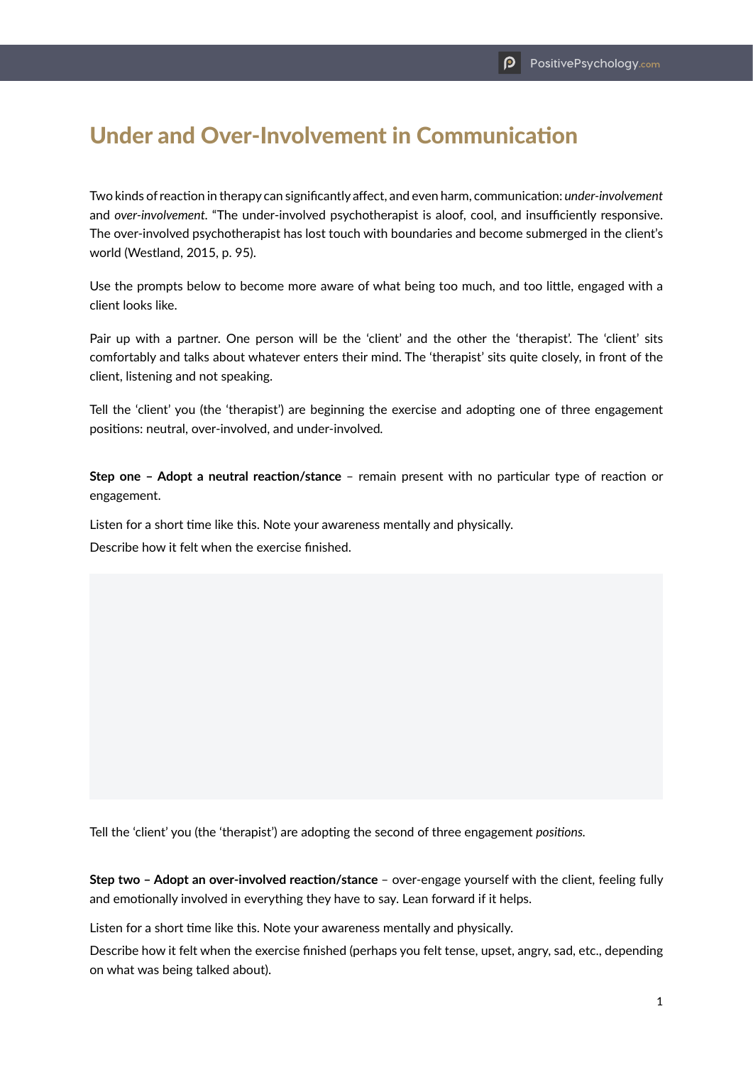# Under and Over-Involvement in Communication

Two kinds of reaction in therapy can significantly affect, and even harm, communication: *under-involvement* and *over-involvement*. "The under-involved psychotherapist is aloof, cool, and insufficiently responsive. The over-involved psychotherapist has lost touch with boundaries and become submerged in the client's world (Westland, 2015, p. 95).

Use the prompts below to become more aware of what being too much, and too little, engaged with a client looks like.

Pair up with a partner. One person will be the 'client' and the other the 'therapist'. The 'client' sits comfortably and talks about whatever enters their mind. The 'therapist' sits quite closely, in front of the client, listening and not speaking.

Tell the 'client' you (the 'therapist') are beginning the exercise and adopting one of three engagement positions: neutral, over-involved, and under-involved.

**Step one – Adopt a neutral reaction/stance** – remain present with no particular type of reaction or engagement.

Listen for a short time like this. Note your awareness mentally and physically.

Describe how it felt when the exercise finished.

Tell the 'client' you (the 'therapist') are adopting the second of three engagement *positions*.

**Step two – Adopt an over-involved reaction/stance** – over-engage yourself with the client, feeling fully and emotionally involved in everything they have to say. Lean forward if it helps.

Listen for a short time like this. Note your awareness mentally and physically.

Describe how it felt when the exercise finished (perhaps you felt tense, upset, angry, sad, etc., depending on what was being talked about).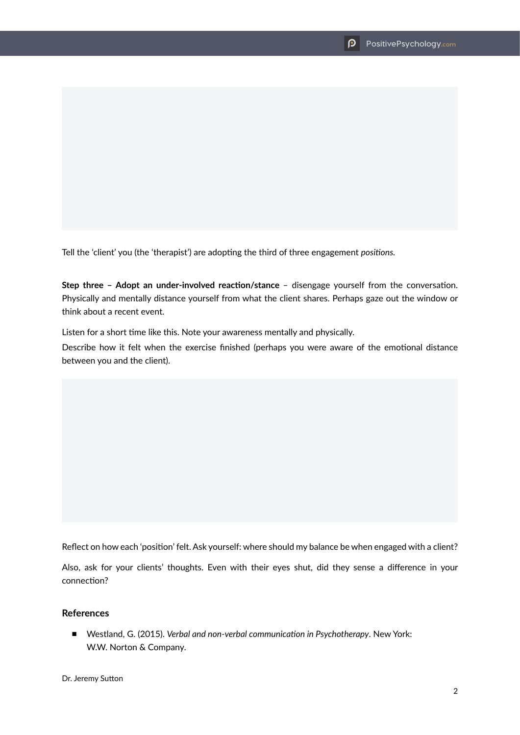Tell the ‘client’ you (the ‘therapist’) are adopting the third of three engagement *positions.*

**Step three – Adopt an under-involved reaction/stance** – disengage yourself from the conversation. Physically and mentally distance yourself from what the client shares. Perhaps gaze out the window or think about a recent event.

Listen for a short time like this. Note your awareness mentally and physically.

Describe how it felt when the exercise finished (perhaps you were aware of the emotional distance between you and the client).

Reflect on how each ‘position’ felt. Ask yourself: where should my balance be when engaged with a client?

Also, ask for your clients’ thoughts. Even with their eyes shut, did they sense a difference in your connection?

### References

- Westland, G. (2015). *Verbal and non-verbal communication in Psychotherapy*. New York: W.W. Norton & Company.

Dr. Jeremy Sutton